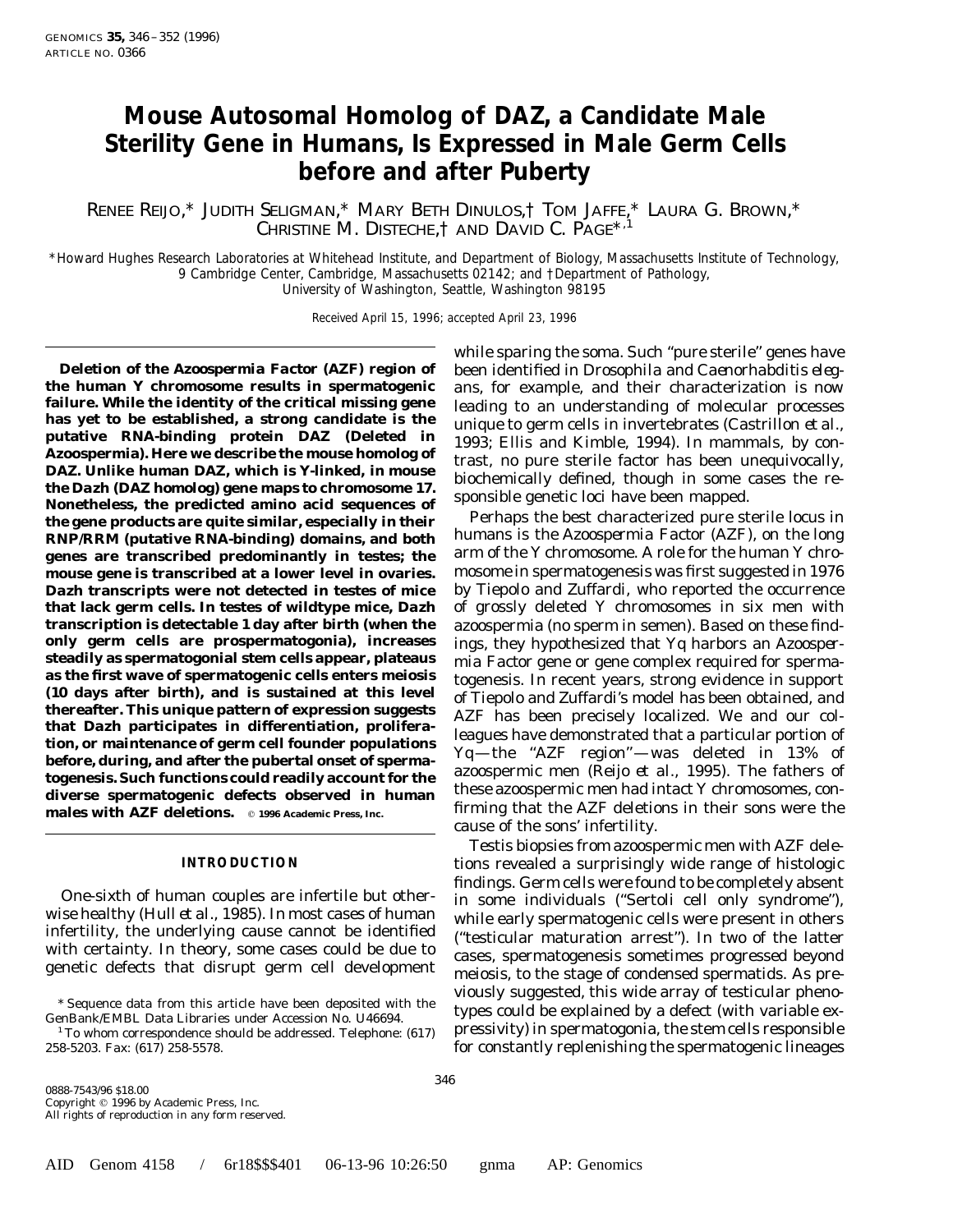# Mouse Autosomal Homolog of DAZ, a Candidate Male Sterility Gene in Humans, Is Expressed in Male Germ Cells before and after Puberty

RENEE REIJO,* JUDITH SELIGMAN,* MARY BETH DINULOS,† TOM JAFFE,* LAURA G. BROWN,* CHRISTINE M. DISTECHE,† AND DAVID C. PAGE*,[1]

*Howard Hughes Research Laboratories at Whitehead Institute, and Department of Biology, Massachusetts Institute of Technology, 9 Cambridge Center, Cambridge, Massachusetts 02142; and †Department of Pathology, University of Washington, Seattle, Washington 98195

Received April 15, 1996; accepted April 23, 1996

**Deletion of the Azoospermia Factor (AZF) region of the human Y chromosome results in spermatogenic failure. While the identity of the critical missing gene has yet to be established, a strong candidate is the putative RNA-binding protein DAZ (Deleted in Azoospermia). Here we describe the mouse homolog of DAZ. Unlike human DAZ, which is Y-linked, in mouse the *Dazh* (DAZ homolog) gene maps to chromosome 17. Nonetheless, the predicted amino acid sequences of the gene products are quite similar, especially in their RNP/RRM (putative RNA-binding) domains, and both genes are transcribed predominantly in testes; the mouse gene is transcribed at a lower level in ovaries. *Dazh* transcripts were not detected in testes of mice that lack germ cells. In testes of wildtype mice, *Dazh* transcription is detectable 1 day after birth (when the only germ cells are prospermatogonia), increases steadily as spermatogonial stem cells appear, plateaus as the first wave of spermatogenic cells enters meiosis (10 days after birth), and is sustained at this level thereafter. This unique pattern of expression suggests that *Dazh* participates in differentiation, proliferation, or maintenance of germ cell founder populations before, during, and after the pubertal onset of spermatogenesis. Such functions could readily account for the diverse spermatogenic defects observed in human males with AZF deletions.** © 1996 Academic Press, Inc.

## INTRODUCTION

One-sixth of human couples are infertile but otherwise healthy (Hull *et al.*, 1985). In most cases of human infertility, the underlying cause cannot be identified with certainty. In theory, some cases could be due to genetic defects that disrupt germ cell development while sparing the soma. Such "pure sterile" genes have been identified in *Drosophila* and *Caenorhabditis elegans*, for example, and their characterization is now leading to an understanding of molecular processes unique to germ cells in invertebrates (Castrillon *et al.*, 1993; Ellis and Kimble, 1994). In mammals, by contrast, no pure sterile factor has been unequivocally, biochemically defined, though in some cases the responsible genetic loci have been mapped.

Perhaps the best characterized pure sterile locus in humans is the *Azoospermia Factor* (*AZF*), on the long arm of the Y chromosome. A role for the human Y chromosome in spermatogenesis was first suggested in 1976 by Tiepolo and Zuffardi, who reported the occurrence of grossly deleted Y chromosomes in six men with azoospermia (no sperm in semen). Based on these findings, they hypothesized that Yq harbors an Azoospermia Factor gene or gene complex required for spermatogenesis. In recent years, strong evidence in support of Tiepolo and Zuffardi's model has been obtained, and AZF has been precisely localized. We and our colleagues have demonstrated that a particular portion of Yq—the "AZF region"—was deleted in 13% of azoospermic men (Reijo *et al.*, 1995). The fathers of these azoospermic men had intact Y chromosomes, confirming that the AZF deletions in their sons were the cause of the sons' infertility.

Testis biopsies from azoospermic men with AZF deletions revealed a surprisingly wide range of histologic findings. Germ cells were found to be completely absent in some individuals ("Sertoli cell only syndrome"), while early spermatogenic cells were present in others ("testicular maturation arrest"). In two of the latter cases, spermatogenesis sometimes progressed beyond meiosis, to the stage of condensed spermatids. As previously suggested, this wide array of testicular phenotypes could be explained by a defect (with variable expressivity) in spermatogonia, the stem cells responsible for constantly replenishing the spermatogenic lineages

* Sequence data from this article have been deposited with the GenBank/EMBL Data Libraries under Accession No. U46694.

[1] To whom correspondence should be addressed. Telephone: (617) 258-5203. Fax: (617) 258-5578.

0888-7543/96 $18.00
Copyright © 1996 by Academic Press, Inc.
All rights of reproduction in any form reserved.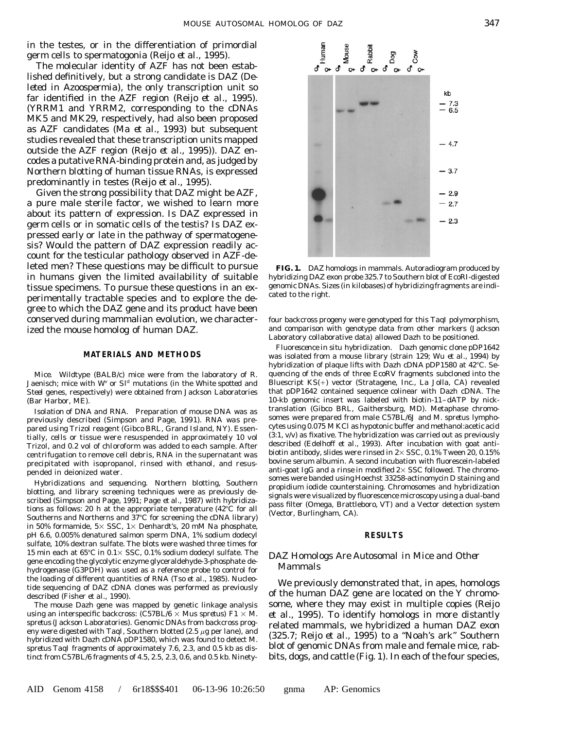in the testes, or in the differentiation of primordial germ cells to spermatogonia (Reijo *et al.*, 1995).

The molecular identity of AZF has not been established definitively, but a strong candidate is DAZ (Deleted in Azoospermia), the only transcription unit so far identified in the AZF region (Reijo *et al.*, 1995). (YRRM1 and YRRM2, corresponding to the cDNAs MK5 and MK29, respectively, had also been proposed as AZF candidates (Ma *et al.*, 1993) but subsequent studies revealed that these transcription units mapped outside the AZF region (Reijo *et al.*, 1995)). DAZ encodes a putative RNA-binding protein and, as judged by Northern blotting of human tissue RNAs, is expressed predominantly in testes (Reijo *et al.*, 1995).

Given the strong possibility that DAZ might be AZF, a pure male sterile factor, we wished to learn more about its pattern of expression. Is DAZ expressed in germ cells or in somatic cells of the testis? Is DAZ expressed early or late in the pathway of spermatogenesis? Would the pattern of DAZ expression readily account for the testicular pathology observed in AZF-deleted men? These questions may be difficult to pursue in humans given the limited availability of suitable tissue specimens. To pursue these questions in an experimentally tractable species and to explore the degree to which the DAZ gene and its product have been conserved during mammalian evolution, we characterized the mouse homolog of human DAZ.

**FIG. 1.** DAZ homologs in mammals. Autoradiogram produced by hybridizing DAZ exon probe 325.7 to Southern blot of EcoRI-digested genomic DNAs. Sizes (in kilobases) of hybridizing fragments are indicated to the right.

## MATERIALS AND METHODS

*Mice.* Wildtype (BALB/c) mice were from the laboratory of R. Jaenisch; mice with $W^v$ or $Sl^d$ mutations (in the White spotted and Steel genes, respectively) were obtained from Jackson Laboratories (Bar Harbor, ME).

*Isolation of DNA and RNA.* Preparation of mouse DNA was as previously described (Simpson and Page, 1991). RNA was prepared using Trizol reagent (Gibco BRL, Grand Island, NY). Essentially, cells or tissue were resuspended in approximately 10 vol Trizol, and 0.2 vol of chloroform was added to each sample. After centrifugation to remove cell debris, RNA in the supernatant was precipitated with isopropanol, rinsed with ethanol, and resuspended in deionized water.

*Hybridizations and sequencing.* Northern blotting, Southern blotting, and library screening techniques were as previously described (Simpson and Page, 1991; Page *et al.*, 1987) with hybridizations as follows: 20 h at the appropriate temperature (42°C for all Southerns and Northerns and 37°C for screening the cDNA library) in 50% formamide, 5× SSC, 1× Denhardt's, 20 mM Na phosphate, pH 6.6, 0.005% denatured salmon sperm DNA, 1% sodium dodecyl sulfate, 10% dextran sulfate. The blots were washed three times for 15 min each at 65°C in 0.1× SSC, 0.1% sodium dodecyl sulfate. The gene encoding the glycolytic enzyme glyceraldehyde-3-phosphate dehydrogenase (G3PDH) was used as a reference probe to control for the loading of different quantities of RNA (Tso *et al.*, 1985). Nucleotide sequencing of DAZ cDNA clones was performed as previously described (Fisher *et al.*, 1990).

The mouse Dazh gene was mapped by genetic linkage analysis using an interspecific backcross: (C57BL/6 × *Mus spretus*) F1 × *M. spretus* (Jackson Laboratories). Genomic DNAs from backcross progeny were digested with TaqI, Southern blotted (2.5 μg per lane), and hybridized with Dazh cDNA pDP1580, which was found to detect *M. spretus* TaqI fragments of approximately 7.6, 2.3, and 0.5 kb as distinct from C57BL/6 fragments of 4.5, 2.5, 2.3, 0.6, and 0.5 kb. Ninety-four backcross progeny were genotyped for this TaqI polymorphism, and comparison with genotype data from other markers (Jackson Laboratory collaborative data) allowed Dazh to be positioned.

*Fluorescence in situ hybridization.* Dazh genomic clone pDP1642 was isolated from a mouse library (strain 129; Wu *et al.*, 1994) by hybridization of plaque lifts with Dazh cDNA pDP1580 at 42°C. Sequencing of the ends of three EcoRV fragments subcloned into the Bluescript KS(+) vector (Stratagene, Inc., La Jolla, CA) revealed that pDP1642 contained sequence colinear with Dazh cDNA. The 10-kb genomic insert was labeled with biotin-11–dATP by nick-translation (Gibco BRL, Gaithersburg, MD). Metaphase chromosomes were prepared from male C57BL/6J and *M. spretus* lymphocytes using 0.075 M KCl as hypotonic buffer and methanol:acetic acid (3:1, v/v) as fixative. The hybridization was carried out as previously described (Edelhoff *et al.*, 1993). After incubation with goat anti-biotin antibody, slides were rinsed in 2× SSC, 0.1% Tween 20, 0.15% bovine serum albumin. A second incubation with fluorescein-labeled anti-goat IgG and a rinse in modified 2× SSC followed. The chromosomes were banded using Hoechst 33258-actinomycin D staining and propidium iodide counterstaining. Chromosomes and hybridization signals were visualized by fluorescence microscopy using a dual-band pass filter (Omega, Brattleboro, VT) and a Vector detection system (Vector, Burlingham, CA).

## RESULTS

### *DAZ Homologs Are Autosomal in Mice and Other Mammals*

We previously demonstrated that, in apes, homologs of the human DAZ gene are located on the Y chromosome, where they may exist in multiple copies (Reijo *et al.*, 1995). To identify homologs in more distantly related mammals, we hybridized a human DAZ exon (325.7; Reijo *et al.*, 1995) to a "Noah's ark" Southern blot of genomic DNAs from male and female mice, rabbits, dogs, and cattle (Fig. 1). In each of the four species,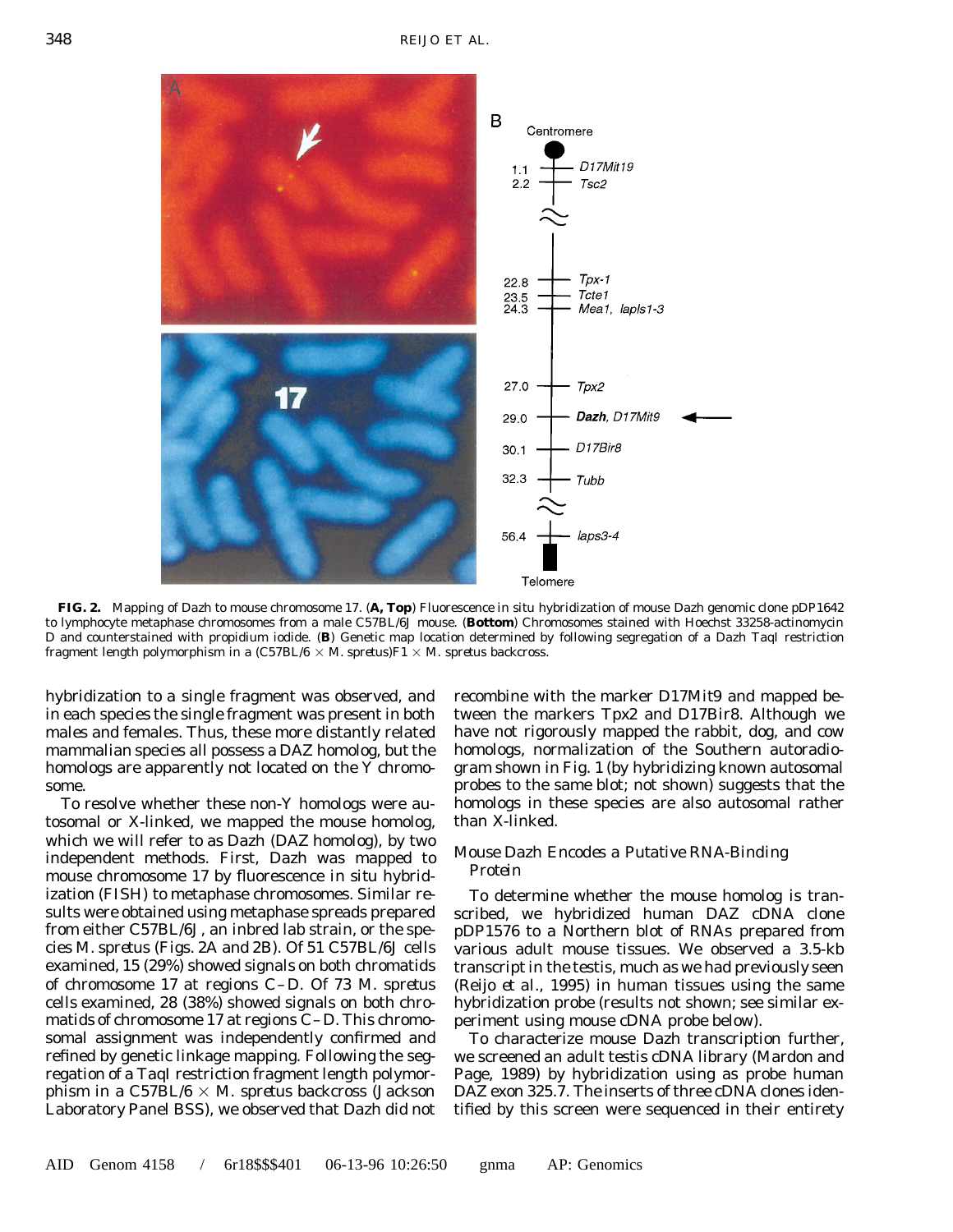**FIG. 2.** Mapping of Dazh to mouse chromosome 17. (**A, Top**) Fluorescence in situ hybridization of mouse Dazh genomic clone pDP1642 to lymphocyte metaphase chromosomes from a male C57BL/6J mouse. (**Bottom**) Chromosomes stained with Hoechst 33258-actinomycin D and counterstained with propidium iodide. (**B**) Genetic map location determined by following segregation of a Dazh TaqI restriction fragment length polymorphism in a (C57BL/6 × *M. spretus*)F1 × *M. spretus* backcross.

hybridization to a single fragment was observed, and in each species the single fragment was present in both males and females. Thus, these more distantly related mammalian species all possess a DAZ homolog, but the homologs are apparently not located on the Y chromosome.

To resolve whether these non-Y homologs were autosomal or X-linked, we mapped the mouse homolog, which we will refer to as Dazh (DAZ homolog), by two independent methods. First, Dazh was mapped to mouse chromosome 17 by fluorescence in situ hybridization (FISH) to metaphase chromosomes. Similar results were obtained using metaphase spreads prepared from either C57BL/6J, an inbred lab strain, or the species *M. spretus* (Figs. 2A and 2B). Of 51 C57BL/6J cells examined, 15 (29%) showed signals on both chromatids of chromosome 17 at regions C–D. Of 73 *M. spretus* cells examined, 28 (38%) showed signals on both chromatids of chromosome 17 at regions C–D. This chromosomal assignment was independently confirmed and refined by genetic linkage mapping. Following the segregation of a TaqI restriction fragment length polymorphism in a C57BL/6 × *M. spretus* backcross (Jackson Laboratory Panel BSS), we observed that Dazh did not recombine with the marker D17Mit9 and mapped between the markers Tpx2 and D17Bir8. Although we have not rigorously mapped the rabbit, dog, and cow homologs, normalization of the Southern autoradiogram shown in Fig. 1 (by hybridizing known autosomal probes to the same blot; not shown) suggests that the homologs in these species are also autosomal rather than X-linked.

## *Mouse Dazh Encodes a Putative RNA-Binding Protein*

To determine whether the mouse homolog is transcribed, we hybridized human DAZ cDNA clone pDP1576 to a Northern blot of RNAs prepared from various adult mouse tissues. We observed a 3.5-kb transcript in the testis, much as we had previously seen (Reijo *et al.*, 1995) in human tissues using the same hybridization probe (results not shown; see similar experiment using mouse cDNA probe below).

To characterize mouse Dazh transcription further, we screened an adult testis cDNA library (Mardon and Page, 1989) by hybridization using as probe human DAZ exon 325.7. The inserts of three cDNA clones identified by this screen were sequenced in their entirety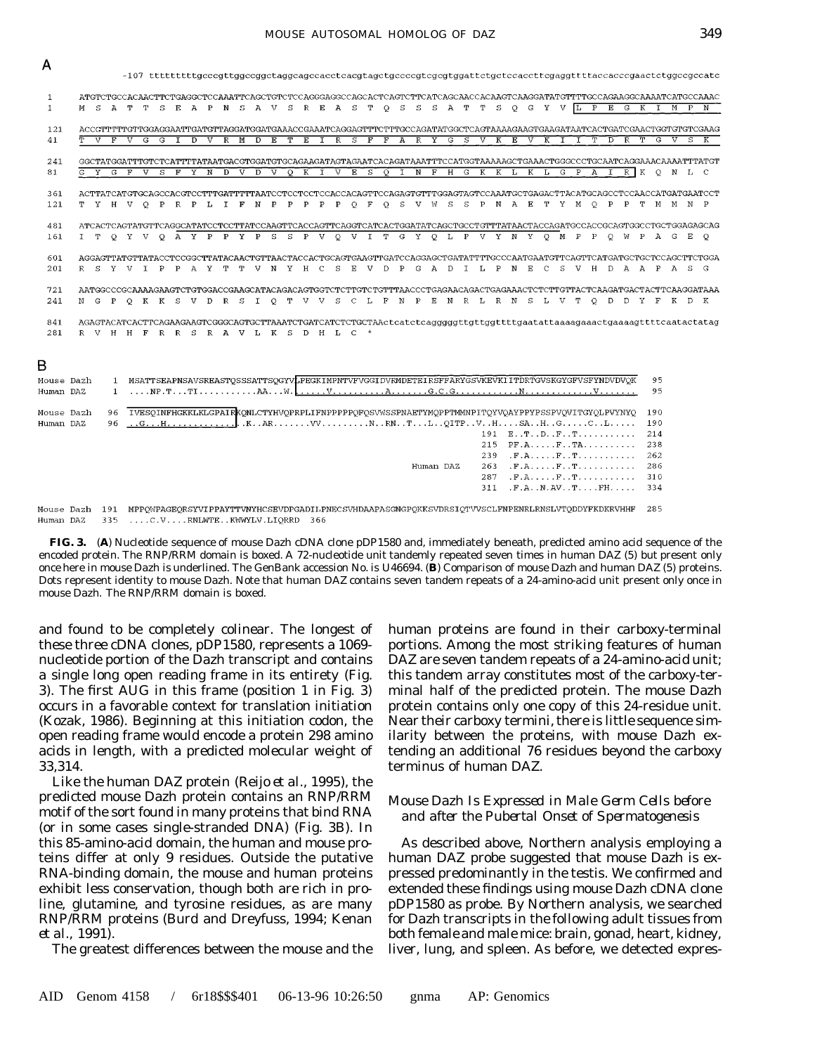**A**

```
      -107 tttttttttgcccgttggccggctaggcagccaccctcacgtagctgccccgtcgcgtggattctgctccaccttcgaggttttaccacccgaactctggccgccatc

  1   ATGTCTGCCACAACTTCTGAGGCTCCAAATTCAGCTGTCTCCAGGGAGGCCAGCACTCAGTCTTCATCAGCAACCACAAGTCAAGGATATGTTTTGCCAGAAGGCAAAATCATGCCAAAC
  1   M  S  A  T  T  S  E  A  P  N  S  A  V  S  R  E  A  S  T  Q  S  S  S  A  T  T  S  Q  G  Y  V  L  P  E  G  K  I  M  P  N

121   ACCGTTTTTGTTGGAGGAATTGATGTTAGGATGGATGAAACCGAAATCAGGAGTTTCTTTGCCAGATATGGCTCAGTAAAAGAAGTGAAGATAATCACTGATCGAACTGGTGTGTCGAAG
 41   T  V  F  V  G  G  I  D  V  R  M  D  E  T  E  I  R  S  F  F  A  R  Y  G  S  V  K  E  V  K  I  I  T  D  R  T  G  V  S  K

241   GGCTATGGATTTGTCTCATTTTATAATGACGTGGATGTGCAGAAGATAGTAGAATCACAGATAAATTTCCATGGTAAAAAGCTGAAACTGGGCCCTGCAATCAGGAAACAAAATTTATGT
 81   G  Y  G  F  V  S  F  Y  N  D  V  D  V  Q  K  I  V  E  S  Q  I  N  F  H  G  K  K  L  K  L  G  P  A  I  R  K  Q  N  L  C

361   ACTTATCATGTGCAGCCACGTCCTTTGATTTTTAATCCTCCTCCTCCACCACAGTTCCAGAGTGTTTGGAGTAGTCCAAATGCTGAGACTTACATGCAGCCTCCAACCATGATGAATCCT
121   T  Y  H  V  Q  P  R  P  L  I  F  N  P  P  P  P  P  Q  F  Q  S  V  W  S  S  P  N  A  E  T  Y  M  Q  P  P  T  M  M  N  P

481   ATCACTCAGTATGTTCAGGCATATCCTCCTTATCCAAGTTCACCAGTTCAGGTCATCACTGGATATCAGCTGCCTGTTTATAACTACCAGATGCCACCGCAGTGGCCTGCTGGAGAGCAG
161   I  T  Q  Y  V  Q  A  Y  P  P  Y  P  S  S  P  V  Q  V  I  T  G  Y  Q  L  P  V  Y  N  Y  Q  M  P  P  Q  W  P  A  G  E  Q

601   AGGAGTTATGTTATACCTCCGGCTTATACAACTGTTAACTACCACTGCAGTGAAGTTGATCCAGGAGCTGATATTTTGCCCAATGAATGTTCAGTTCATGATGCTGCTCCAGCTTCTGGA
201   R  S  Y  V  I  P  P  A  Y  T  T  V  N  Y  H  C  S  E  V  D  P  G  A  D  I  L  P  N  E  C  S  V  H  D  A  A  P  A  S  G

721   AATGGCCCGCAAAAGAAGTCTGTGGACCGAAGCATACAGACAGTGGTCTCTTGTCTGTTTAACCCTGAGAACAGACTGAGAAACTCTCTTGTTACTCAAGATGACTACTTCAAGGATAAA
241   N  G  P  Q  K  K  S  V  D  R  S  I  Q  T  V  V  S  C  L  F  N  P  E  N  R  L  R  N  S  L  V  T  Q  D  D  Y  F  K  D  K

841   AGAGTACATCACTTCAGAAGAAGTCGGGCAGTGCTTAAATCTGATCATCTCTGCTAActcatctcagggggttgttggttttgaatattaaaagaaactgaaaagttttcaatactatag
281   R  V  H  H  F  R  R  S  R  A  V  L  K  S  D  H  L  C  *
```

**B**

```
Mouse Dazh   1  MSATTSEAPNSAVSREASTQSSSATTSQGYVLPEGKIMPNTVFVGGIDVRMDETEIRSFFARYGSVKEVKIITDRTGVSKGYGFVSFYNDVDVQK    95
Human DAZ    1  ....NP.T...TI...........AA...W.......V..........A.......G.C.G............N.............V.......    95

Mouse Dazh  96  IVESQINFHGKKLKLGPAIRKQNLCTYHVQPRPLIFNPPPPPQFQSVWSSPNAETYMQPPTMMNPITQYVQAYPPYPSSPVQVITGYQLPVYNYQ   190
Human DAZ   96  ..G...H..............K..AR.......VV.........N..RN..T...L..QITP..V..H....SA..H..G.....C..L.....   190
                                                                                  191  E..T..D..F..T..........   214
                                                                                  215  PF.A.....F..TA.........   238
                                                                                  239  .F.A.....F..T..........   262
                                                                      Human DAZ   263  .F.A.....F..T..........   286
                                                                                  287  .F.A.....F..T..........   310
                                                                                  311  .F.A..N.AV..T....FH.....  334

Mouse Dazh 191  MPPQWPAGEQRSYVIPPAYTTVNYHCSEVDPGADILPNECSVHDAAPASGNGPQKKSVDRSIQTVVSCLFNPENRLRNSLVTQDDYFKDKRVHHF   285
Human DAZ  335  ....C.V....RNLWTE..KWWYLV.LIQRRD  366
```

**FIG. 3.** (**A**) Nucleotide sequence of mouse Dazh cDNA clone pDP1580 and, immediately beneath, predicted amino acid sequence of the encoded protein. The RNP/RRM domain is boxed. A 72-nucleotide unit tandemly repeated seven times in human DAZ (5) but present only once here in mouse Dazh is underlined. The GenBank accession No. is U46694. (**B**) Comparison of mouse Dazh and human DAZ (5) proteins. Dots represent identity to mouse Dazh. Note that human DAZ contains seven tandem repeats of a 24-amino-acid unit present only once in mouse Dazh. The RNP/RRM domain is boxed.

and found to be completely colinear. The longest of these three cDNA clones, pDP1580, represents a 1069-nucleotide portion of the Dazh transcript and contains a single long open reading frame in its entirety (Fig. 3). The first AUG in this frame (position 1 in Fig. 3) occurs in a favorable context for translation initiation (Kozak, 1986). Beginning at this initiation codon, the open reading frame would encode a protein 298 amino acids in length, with a predicted molecular weight of 33,314.

Like the human DAZ protein (Reijo *et al.*, 1995), the predicted mouse Dazh protein contains an RNP/RRM motif of the sort found in many proteins that bind RNA (or in some cases single-stranded DNA) (Fig. 3B). In this 85-amino-acid domain, the human and mouse proteins differ at only 9 residues. Outside the putative RNA-binding domain, the mouse and human proteins exhibit less conservation, though both are rich in proline, glutamine, and tyrosine residues, as are many RNP/RRM proteins (Burd and Dreyfuss, 1994; Kenan *et al.*, 1991).

The greatest differences between the mouse and the human proteins are found in their carboxy-terminal portions. Among the most striking features of human DAZ are seven tandem repeats of a 24-amino-acid unit; this tandem array constitutes most of the carboxy-terminal half of the predicted protein. The mouse Dazh protein contains only one copy of this 24-residue unit. Near their carboxy termini, there is little sequence similarity between the proteins, with mouse Dazh extending an additional 76 residues beyond the carboxy terminus of human DAZ.

### *Mouse Dazh Is Expressed in Male Germ Cells before and after the Pubertal Onset of Spermatogenesis*

As described above, Northern analysis employing a human DAZ probe suggested that mouse Dazh is expressed predominantly in the testis. We confirmed and extended these findings using mouse Dazh cDNA clone pDP1580 as probe. By Northern analysis, we searched for Dazh transcripts in the following adult tissues from both female and male mice: brain, gonad, heart, kidney, liver, lung, and spleen. As before, we detected expres-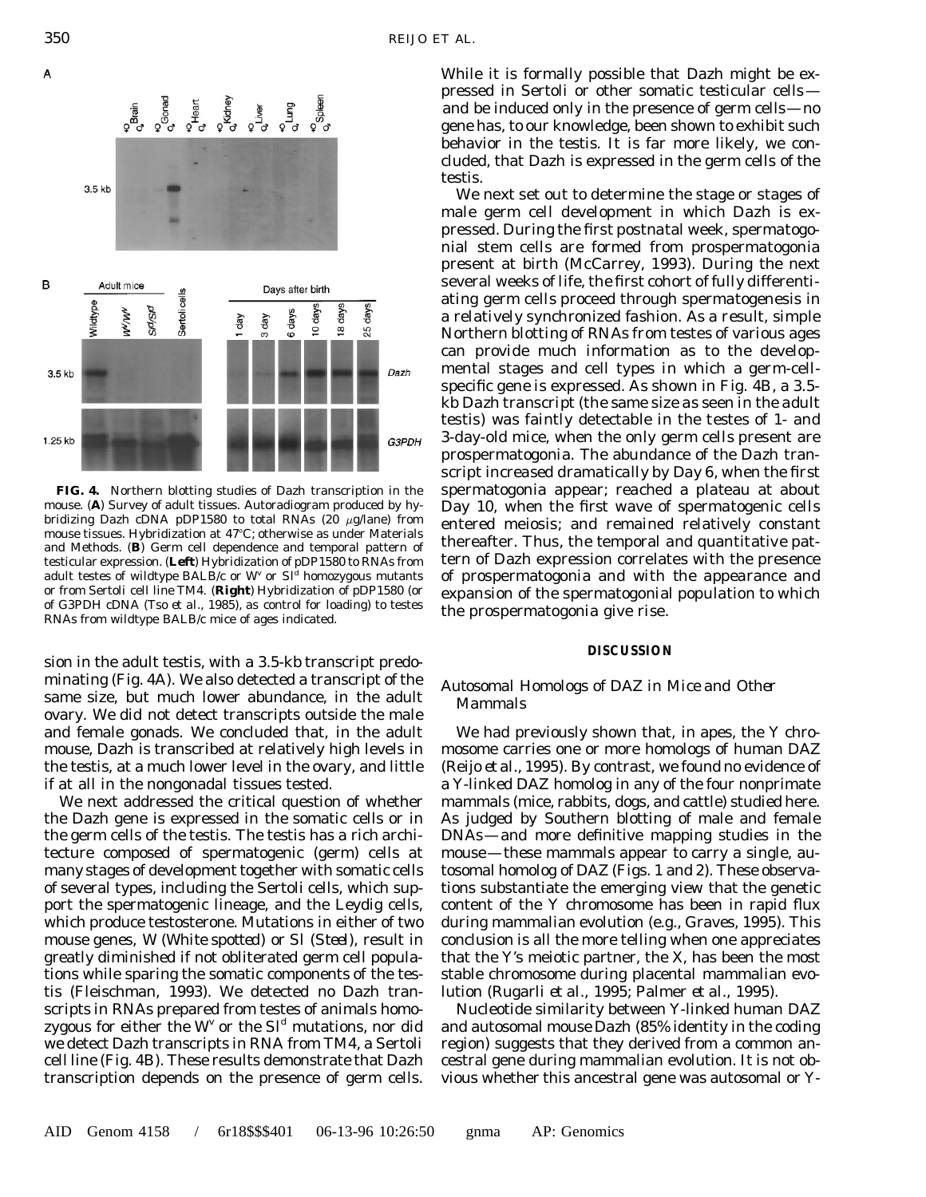**FIG. 4.** Northern blotting studies of Dazh transcription in the mouse. (**A**) Survey of adult tissues. Autoradiogram produced by hybridizing Dazh cDNA pDP1580 to total RNAs (20 μg/lane) from mouse tissues. Hybridization at 47°C; otherwise as under Materials and Methods. (**B**) Germ cell dependence and temporal pattern of testicular expression. (**Left**) Hybridization of pDP1580 to RNAs from adult testes of wildtype BALB/c or $W^v$ or $Sl^d$ homozygous mutants or from Sertoli cell line TM4. (**Right**) Hybridization of pDP1580 (or of G3PDH cDNA (Tso *et al.*, 1985), as control for loading) to testes RNAs from wildtype BALB/c mice of ages indicated.

sion in the adult testis, with a 3.5-kb transcript predominating (Fig. 4A). We also detected a transcript of the same size, but much lower abundance, in the adult ovary. We did not detect transcripts outside the male and female gonads. We concluded that, in the adult mouse, Dazh is transcribed at relatively high levels in the testis, at a much lower level in the ovary, and little if at all in the nongonadal tissues tested.

We next addressed the critical question of whether the Dazh gene is expressed in the somatic cells or in the germ cells of the testis. The testis has a rich architecture composed of spermatogenic (germ) cells at many stages of development together with somatic cells of several types, including the Sertoli cells, which support the spermatogenic lineage, and the Leydig cells, which produce testosterone. Mutations in either of two mouse genes, *W* (*White spotted*) or *Sl* (*Steel*), result in greatly diminished if not obliterated germ cell populations while sparing the somatic components of the testis (Fleischman, 1993). We detected no Dazh transcripts in RNAs prepared from testes of animals homozygous for either the $W^v$ or the $Sl^d$ mutations, nor did we detect Dazh transcripts in RNA from TM4, a Sertoli cell line (Fig. 4B). These results demonstrate that Dazh transcription depends on the presence of germ cells. While it is formally possible that Dazh might be expressed in Sertoli or other somatic testicular cells—and be induced only in the presence of germ cells—no gene has, to our knowledge, been shown to exhibit such behavior in the testis. It is far more likely, we concluded, that Dazh is expressed in the germ cells of the testis.

We next set out to determine the stage or stages of male germ cell development in which Dazh is expressed. During the first postnatal week, spermatogonial stem cells are formed from prospermatogonia present at birth (McCarrey, 1993). During the next several weeks of life, the first cohort of fully differentiating germ cells proceed through spermatogenesis in a relatively synchronized fashion. As a result, simple Northern blotting of RNAs from testes of various ages can provide much information as to the developmental stages and cell types in which a germ-cell-specific gene is expressed. As shown in Fig. 4B, a 3.5-kb Dazh transcript (the same size as seen in the adult testis) was faintly detectable in the testes of 1- and 3-day-old mice, when the only germ cells present are prospermatogonia. The abundance of the Dazh transcript increased dramatically by Day 6, when the first spermatogonia appear; reached a plateau at about Day 10, when the first wave of spermatogenic cells entered meiosis; and remained relatively constant thereafter. Thus, the temporal and quantitative pattern of Dazh expression correlates with the presence of prospermatogonia and with the appearance and expansion of the spermatogonial population to which the prospermatogonia give rise.

## DISCUSSION

### *Autosomal Homologs of DAZ in Mice and Other Mammals*

We had previously shown that, in apes, the Y chromosome carries one or more homologs of human DAZ (Reijo *et al.*, 1995). By contrast, we found no evidence of a Y-linked DAZ homolog in any of the four nonprimate mammals (mice, rabbits, dogs, and cattle) studied here. As judged by Southern blotting of male and female DNAs—and more definitive mapping studies in the mouse—these mammals appear to carry a single, autosomal homolog of DAZ (Figs. 1 and 2). These observations substantiate the emerging view that the genetic content of the Y chromosome has been in rapid flux during mammalian evolution (e.g., Graves, 1995). This conclusion is all the more telling when one appreciates that the Y's meiotic partner, the X, has been the most stable chromosome during placental mammalian evolution (Rugarli *et al.*, 1995; Palmer *et al.*, 1995).

Nucleotide similarity between Y-linked human DAZ and autosomal mouse Dazh (85% identity in the coding region) suggests that they derived from a common ancestral gene during mammalian evolution. It is not obvious whether this ancestral gene was autosomal or Y-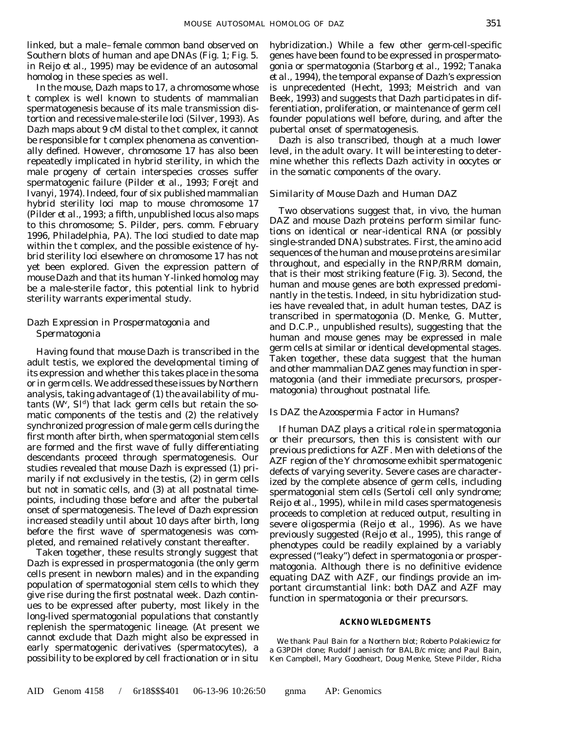linked, but a male–female common band observed on Southern blots of human and ape DNAs (Fig. 1; Fig. 5. in Reijo *et al.*, 1995) may be evidence of an autosomal homolog in these species as well.

In the mouse, Dazh maps to 17, a chromosome whose t complex is well known to students of mammalian spermatogenesis because of its male transmission distortion and recessive male-sterile loci (Silver, 1993). As Dazh maps about 9 cM distal to the t complex, it cannot be responsible for t complex phenomena as conventionally defined. However, chromosome 17 has also been repeatedly implicated in hybrid sterility, in which the male progeny of certain interspecies crosses suffer spermatogenic failure (Pilder *et al.*, 1993; Forejt and Ivanyi, 1974). Indeed, four of six published mammalian hybrid sterility loci map to mouse chromosome 17 (Pilder *et al.*, 1993; a fifth, unpublished locus also maps to this chromosome; S. Pilder, pers. comm. February 1996, Philadelphia, PA). The loci studied to date map within the t complex, and the possible existence of hybrid sterility loci elsewhere on chromosome 17 has not yet been explored. Given the expression pattern of mouse Dazh and that its human Y-linked homolog may be a male-sterile factor, this potential link to hybrid sterility warrants experimental study.

## *Dazh Expression in Prospermatogonia and Spermatogonia*

Having found that mouse Dazh is transcribed in the adult testis, we explored the developmental timing of its expression and whether this takes place in the soma or in germ cells. We addressed these issues by Northern analysis, taking advantage of (1) the availability of mutants ($W^v$, $Sl^d$) that lack germ cells but retain the somatic components of the testis and (2) the relatively synchronized progression of male germ cells during the first month after birth, when spermatogonial stem cells are formed and the first wave of fully differentiating descendants proceed through spermatogenesis. Our studies revealed that mouse Dazh is expressed (1) primarily if not exclusively in the testis, (2) in germ cells but not in somatic cells, and (3) at all postnatal timepoints, including those before and after the pubertal onset of spermatogenesis. The level of Dazh expression increased steadily until about 10 days after birth, long before the first wave of spermatogenesis was completed, and remained relatively constant thereafter.

Taken together, these results strongly suggest that Dazh is expressed in prospermatogonia (the only germ cells present in newborn males) and in the expanding population of spermatogonial stem cells to which they give rise during the first postnatal week. Dazh continues to be expressed after puberty, most likely in the long-lived spermatogonial populations that constantly replenish the spermatogenic lineage. (At present we cannot exclude that Dazh might also be expressed in early spermatogenic derivatives (spermatocytes), a possibility to be explored by cell fractionation or in situ hybridization.) While a few other germ-cell-specific genes have been found to be expressed in prospermatogonia or spermatogonia (Starborg *et al.*, 1992; Tanaka *et al.*, 1994), the temporal expanse of Dazh's expression is unprecedented (Hecht, 1993; Meistrich and van Beek, 1993) and suggests that Dazh participates in differentiation, proliferation, or maintenance of germ cell founder populations well before, during, and after the pubertal onset of spermatogenesis.

Dazh is also transcribed, though at a much lower level, in the adult ovary. It will be interesting to determine whether this reflects Dazh activity in oocytes or in the somatic components of the ovary.

## *Similarity of Mouse Dazh and Human DAZ*

Two observations suggest that, in vivo, the human DAZ and mouse Dazh proteins perform similar functions on identical or near-identical RNA (or possibly single-stranded DNA) substrates. First, the amino acid sequences of the human and mouse proteins are similar throughout, and especially in the RNP/RRM domain, that is their most striking feature (Fig. 3). Second, the human and mouse genes are both expressed predominantly in the testis. Indeed, in situ hybridization studies have revealed that, in adult human testes, DAZ is transcribed in spermatogonia (D. Menke, G. Mutter, and D.C.P., unpublished results), suggesting that the human and mouse genes may be expressed in male germ cells at similar or identical developmental stages. Taken together, these data suggest that the human and other mammalian DAZ genes may function in spermatogonia (and their immediate precursors, prospermatogonia) throughout postnatal life.

## *Is DAZ the Azoospermia Factor in Humans?*

If human DAZ plays a critical role in spermatogonia or their precursors, then this is consistent with our previous predictions for AZF. Men with deletions of the AZF region of the Y chromosome exhibit spermatogenic defects of varying severity. Severe cases are characterized by the complete absence of germ cells, including spermatogonial stem cells (Sertoli cell only syndrome; Reijo *et al.*, 1995), while in mild cases spermatogenesis proceeds to completion at reduced output, resulting in severe oligospermia (Reijo *et al.*, 1996). As we have previously suggested (Reijo *et al.*, 1995), this range of phenotypes could be readily explained by a variably expressed ("leaky") defect in spermatogonia or prospermatogonia. Although there is no definitive evidence equating DAZ with AZF, our findings provide an important circumstantial link: both DAZ and AZF may function in spermatogonia or their precursors.

## ACKNOWLEDGMENTS

We thank Paul Bain for a Northern blot; Roberto Polakiewicz for a G3PDH clone; Rudolf Jaenisch for BALB/c mice; and Paul Bain, Ken Campbell, Mary Goodheart, Doug Menke, Steve Pilder, Richa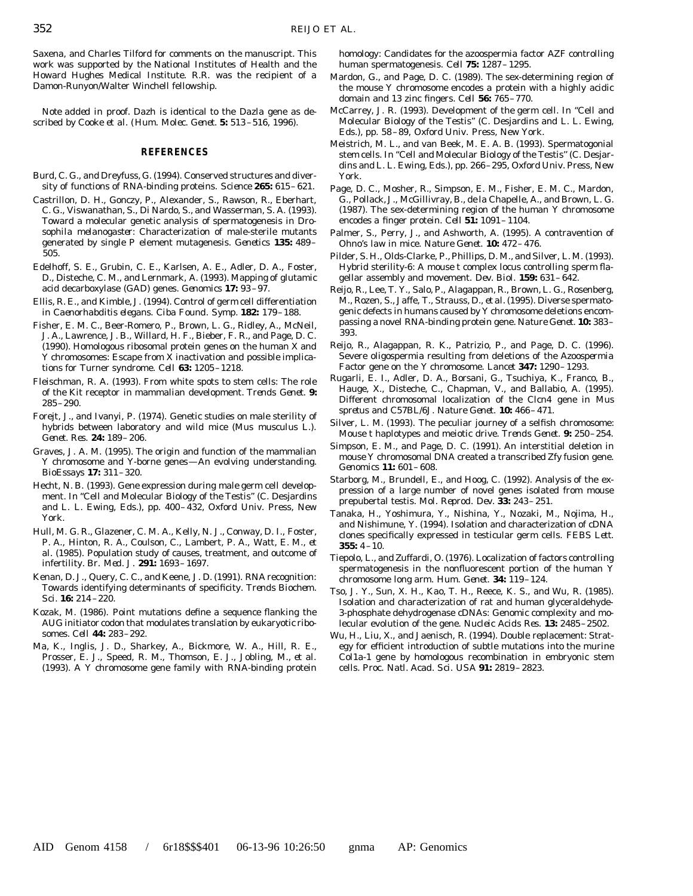Saxena, and Charles Tilford for comments on the manuscript. This work was supported by the National Institutes of Health and the Howard Hughes Medical Institute. R.R. was the recipient of a Damon-Runyon/Walter Winchell fellowship.

*Note added in proof.* Dazh is identical to the Dazla gene as described by Cooke *et al.* (*Hum. Molec. Genet.* **5:** 513–516, 1996).

## REFERENCES

Burd, C. G., and Dreyfuss, G. (1994). Conserved structures and diversity of functions of RNA-binding proteins. *Science* **265:** 615–621.

Castrillon, D. H., Gonczy, P., Alexander, S., Rawson, R., Eberhart, C. G., Viswanathan, S., Di Nardo, S., and Wasserman, S. A. (1993). Toward a molecular genetic analysis of spermatogenesis in *Drosophila melanogaster:* Characterization of male-sterile mutants generated by single P element mutagenesis. *Genetics* **135:** 489–505.

Edelhoff, S. E., Grubin, C. E., Karlsen, A. E., Adler, D. A., Foster, D., Disteche, C. M., and Lernmark, A. (1993). Mapping of glutamic acid decarboxylase (GAD) genes. *Genomics* **17:** 93–97.

Ellis, R. E., and Kimble, J. (1994). Control of germ cell differentiation in *Caenorhabditis elegans. Ciba Found. Symp.* **182:** 179–188.

Fisher, E. M. C., Beer-Romero, P., Brown, L. G., Ridley, A., McNeil, J. A., Lawrence, J. B., Willard, H. F., Bieber, F. R., and Page, D. C. (1990). Homologous ribosomal protein genes on the human X and Y chromosomes: Escape from X inactivation and possible implications for Turner syndrome. *Cell* **63:** 1205–1218.

Fleischman, R. A. (1993). From white spots to stem cells: The role of the Kit receptor in mammalian development. *Trends Genet.* **9:** 285–290.

Forejt, J., and Ivanyi, P. (1974). Genetic studies on male sterility of hybrids between laboratory and wild mice (*Mus musculus L.*). *Genet. Res.* **24:** 189–206.

Graves, J. A. M. (1995). The origin and function of the mammalian Y chromosome and Y-borne genes—An evolving understanding. *BioEssays* **17:** 311–320.

Hecht, N. B. (1993). Gene expression during male germ cell development. In "Cell and Molecular Biology of the Testis" (C. Desjardins and L. L. Ewing, Eds.), pp. 400–432, Oxford Univ. Press, New York.

Hull, M. G. R., Glazener, C. M. A., Kelly, N. J., Conway, D. I., Foster, P. A., Hinton, R. A., Coulson, C., Lambert, P. A., Watt, E. M., *et al.* (1985). Population study of causes, treatment, and outcome of infertility. *Br. Med. J.* **291:** 1693–1697.

Kenan, D. J., Query, C. C., and Keene, J. D. (1991). RNA recognition: Towards identifying determinants of specificity. *Trends Biochem. Sci.* **16:** 214–220.

Kozak, M. (1986). Point mutations define a sequence flanking the AUG initiator codon that modulates translation by eukaryotic ribosomes. *Cell* **44:** 283–292.

Ma, K., Inglis, J. D., Sharkey, A., Bickmore, W. A., Hill, R. E., Prosser, E. J., Speed, R. M., Thomson, E. J., Jobling, M., *et al.* (1993). A Y chromosome gene family with RNA-binding protein homology: Candidates for the azoospermia factor AZF controlling human spermatogenesis. *Cell* **75:** 1287–1295.

Mardon, G., and Page, D. C. (1989). The sex-determining region of the mouse Y chromosome encodes a protein with a highly acidic domain and 13 zinc fingers. *Cell* **56:** 765–770.

McCarrey, J. R. (1993). Development of the germ cell. In "Cell and Molecular Biology of the Testis" (C. Desjardins and L. L. Ewing, Eds.), pp. 58–89, Oxford Univ. Press, New York.

Meistrich, M. L., and van Beek, M. E. A. B. (1993). Spermatogonial stem cells. In "Cell and Molecular Biology of the Testis" (C. Desjardins and L. L. Ewing, Eds.), pp. 266–295, Oxford Univ. Press, New York.

Page, D. C., Mosher, R., Simpson, E. M., Fisher, E. M. C., Mardon, G., Pollack, J., McGillivray, B., de la Chapelle, A., and Brown, L. G. (1987). The sex-determining region of the human Y chromosome encodes a finger protein. *Cell* **51:** 1091–1104.

Palmer, S., Perry, J., and Ashworth, A. (1995). A contravention of Ohno's law in mice. *Nature Genet.* **10:** 472–476.

Pilder, S. H., Olds-Clarke, P., Phillips, D. M., and Silver, L. M. (1993). Hybrid sterility-6: A mouse t complex locus controlling sperm flagellar assembly and movement. *Dev. Biol.* **159:** 631–642.

Reijo, R., Lee, T. Y., Salo, P., Alagappan, R., Brown, L. G., Rosenberg, M., Rozen, S., Jaffe, T., Strauss, D., *et al.* (1995). Diverse spermatogenic defects in humans caused by Y chromosome deletions encompassing a novel RNA-binding protein gene. *Nature Genet.* **10:** 383–393.

Reijo, R., Alagappan, R. K., Patrizio, P., and Page, D. C. (1996). Severe oligospermia resulting from deletions of the *Azoospermia Factor* gene on the Y chromosome. *Lancet* **347:** 1290–1293.

Rugarli, E. I., Adler, D. A., Borsani, G., Tsuchiya, K., Franco, B., Hauge, X., Disteche, C., Chapman, V., and Ballabio, A. (1995). Different chromosomal localization of the Clcn4 gene in *Mus spretus* and C57BL/6J. *Nature Genet.* **10:** 466–471.

Silver, L. M. (1993). The peculiar journey of a selfish chromosome: Mouse t haplotypes and meiotic drive. *Trends Genet.* **9:** 250–254.

Simpson, E. M., and Page, D. C. (1991). An interstitial deletion in mouse Y chromosomal DNA created a transcribed Zfy fusion gene. *Genomics* **11:** 601–608.

Starborg, M., Brundell, E., and Hoog, C. (1992). Analysis of the expression of a large number of novel genes isolated from mouse prepubertal testis. *Mol. Reprod. Dev.* **33:** 243–251.

Tanaka, H., Yoshimura, Y., Nishina, Y., Nozaki, M., Nojima, H., and Nishimune, Y. (1994). Isolation and characterization of cDNA clones specifically expressed in testicular germ cells. *FEBS Lett.* **355:** 4–10.

Tiepolo, L., and Zuffardi, O. (1976). Localization of factors controlling spermatogenesis in the nonfluorescent portion of the human Y chromosome long arm. *Hum. Genet.* **34:** 119–124.

Tso, J. Y., Sun, X. H., Kao, T. H., Reece, K. S., and Wu, R. (1985). Isolation and characterization of rat and human glyceraldehyde-3-phosphate dehydrogenase cDNAs: Genomic complexity and molecular evolution of the gene. *Nucleic Acids Res.* **13:** 2485–2502.

Wu, H., Liu, X., and Jaenisch, R. (1994). Double replacement: Strategy for efficient introduction of subtle mutations into the murine Col1a-1 gene by homologous recombination in embryonic stem cells. *Proc. Natl. Acad. Sci. USA* **91:** 2819–2823.